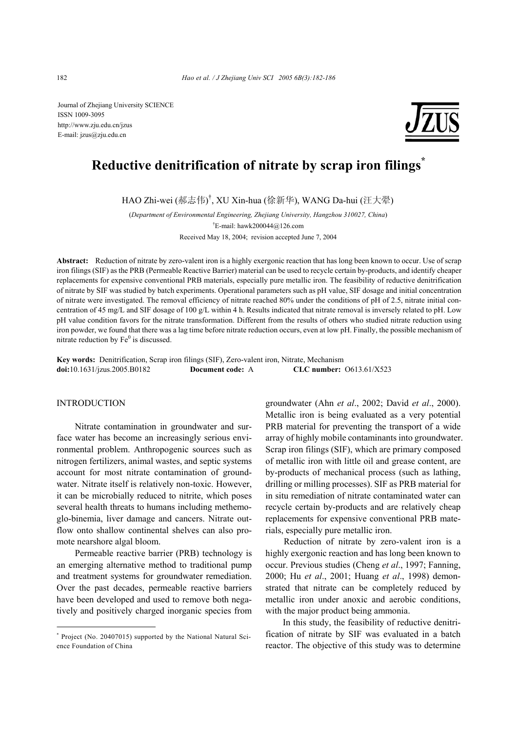Journal of Zhejiang University SCIENCE
ISSN 1009-3095
http://www.zju.edu.cn/jzus
E-mail: jzus@zju.edu.cn

# Reductive denitrification of nitrate by scrap iron filings*

HAO Zhi-wei (郝志伟)†, XU Xin-hua (徐新华), WANG Da-hui (汪大翚)

(*Department of Environmental Engineering, Zhejiang University, Hangzhou 310027, China*)

†E-mail: hawk200044@126.com

Received May 18, 2004; revision accepted June 7, 2004

**Abstract:** Reduction of nitrate by zero-valent iron is a highly exergonic reaction that has long been known to occur. Use of scrap iron filings (SIF) as the PRB (Permeable Reactive Barrier) material can be used to recycle certain by-products, and identify cheaper replacements for expensive conventional PRB materials, especially pure metallic iron. The feasibility of reductive denitrification of nitrate by SIF was studied by batch experiments. Operational parameters such as pH value, SIF dosage and initial concentration of nitrate were investigated. The removal efficiency of nitrate reached 80% under the conditions of pH of 2.5, nitrate initial concentration of 45 mg/L and SIF dosage of 100 g/L within 4 h. Results indicated that nitrate removal is inversely related to pH. Low pH value condition favors for the nitrate transformation. Different from the results of others who studied nitrate reduction using iron powder, we found that there was a lag time before nitrate reduction occurs, even at low pH. Finally, the possible mechanism of nitrate reduction by $Fe^0$ is discussed.

**Key words:** Denitrification, Scrap iron filings (SIF), Zero-valent iron, Nitrate, Mechanism
**doi:**10.1631/jzus.2005.B0182 **Document code:** A **CLC number:** O613.61/X523

## INTRODUCTION

Nitrate contamination in groundwater and surface water has become an increasingly serious environmental problem. Anthropogenic sources such as nitrogen fertilizers, animal wastes, and septic systems account for most nitrate contamination of groundwater. Nitrate itself is relatively non-toxic. However, it can be microbially reduced to nitrite, which poses several health threats to humans including methemoglo-binemia, liver damage and cancers. Nitrate outflow onto shallow continental shelves can also promote nearshore algal bloom.

Permeable reactive barrier (PRB) technology is an emerging alternative method to traditional pump and treatment systems for groundwater remediation. Over the past decades, permeable reactive barriers have been developed and used to remove both negatively and positively charged inorganic species from groundwater (Ahn *et al*., 2002; David *et al*., 2000). Metallic iron is being evaluated as a very potential PRB material for preventing the transport of a wide array of highly mobile contaminants into groundwater. Scrap iron filings (SIF), which are primary composed of metallic iron with little oil and grease content, are by-products of mechanical process (such as lathing, drilling or milling processes). SIF as PRB material for in situ remediation of nitrate contaminated water can recycle certain by-products and are relatively cheap replacements for expensive conventional PRB materials, especially pure metallic iron.

Reduction of nitrate by zero-valent iron is a highly exergonic reaction and has long been known to occur. Previous studies (Cheng *et al*., 1997; Fanning, 2000; Hu *et al*., 2001; Huang *et al*., 1998) demonstrated that nitrate can be completely reduced by metallic iron under anoxic and aerobic conditions, with the major product being ammonia.

In this study, the feasibility of reductive denitrification of nitrate by SIF was evaluated in a batch reactor. The objective of this study was to determine

---

* Project (No. 20407015) supported by the National Natural Science Foundation of China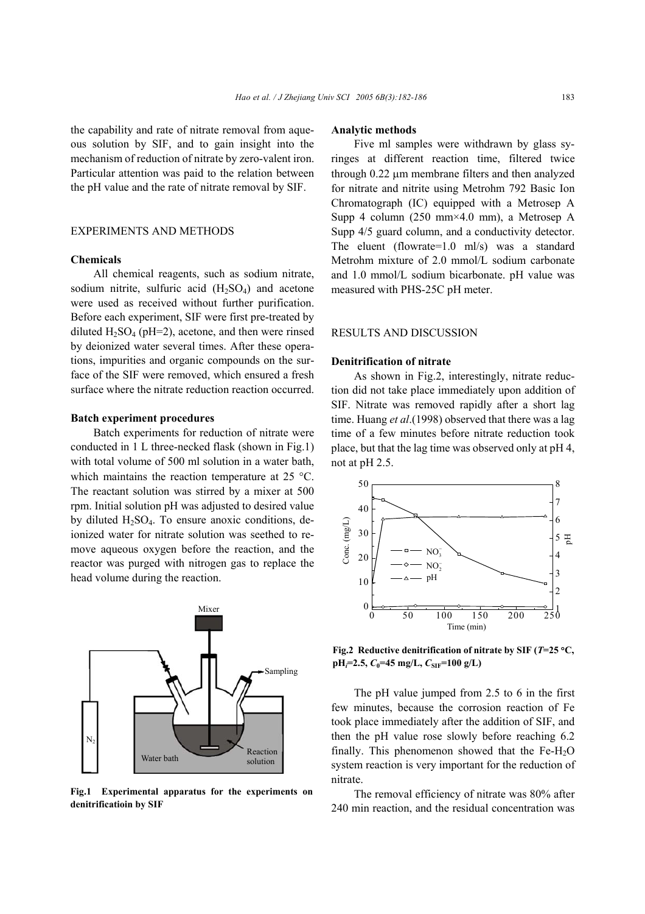the capability and rate of nitrate removal from aqueous solution by SIF, and to gain insight into the mechanism of reduction of nitrate by zero-valent iron. Particular attention was paid to the relation between the pH value and the rate of nitrate removal by SIF.

## EXPERIMENTS AND METHODS

### Chemicals

All chemical reagents, such as sodium nitrate, sodium nitrite, sulfuric acid ($H_2SO_4$) and acetone were used as received without further purification. Before each experiment, SIF were first pre-treated by diluted $H_2SO_4$ (pH=2), acetone, and then were rinsed by deionized water several times. After these operations, impurities and organic compounds on the surface of the SIF were removed, which ensured a fresh surface where the nitrate reduction reaction occurred.

### Batch experiment procedures

Batch experiments for reduction of nitrate were conducted in 1 L three-necked flask (shown in Fig.1) with total volume of 500 ml solution in a water bath, which maintains the reaction temperature at 25 °C. The reactant solution was stirred by a mixer at 500 rpm. Initial solution pH was adjusted to desired value by diluted $H_2SO_4$. To ensure anoxic conditions, deionized water for nitrate solution was seethed to remove aqueous oxygen before the reaction, and the reactor was purged with nitrogen gas to replace the head volume during the reaction.

**Fig.1 Experimental apparatus for the experiments on denitrificatioin by SIF**

### Analytic methods

Five ml samples were withdrawn by glass syringes at different reaction time, filtered twice through 0.22 μm membrane filters and then analyzed for nitrate and nitrite using Metrohm 792 Basic Ion Chromatograph (IC) equipped with a Metrosep A Supp 4 column (250 mm×4.0 mm), a Metrosep A Supp 4/5 guard column, and a conductivity detector. The eluent (flowrate=1.0 ml/s) was a standard Metrohm mixture of 2.0 mmol/L sodium carbonate and 1.0 mmol/L sodium bicarbonate. pH value was measured with PHS-25C pH meter.

## RESULTS AND DISCUSSION

### Denitrification of nitrate

As shown in Fig.2, interestingly, nitrate reduction did not take place immediately upon addition of SIF. Nitrate was removed rapidly after a short lag time. Huang *et al*.(1998) observed that there was a lag time of a few minutes before nitrate reduction took place, but that the lag time was observed only at pH 4, not at pH 2.5.

**Fig.2 Reductive denitrification of nitrate by SIF ($T$=25 °C, $pH_i$=2.5, $C_0$=45 mg/L, $C_{SIF}$=100 g/L)**

The pH value jumped from 2.5 to 6 in the first few minutes, because the corrosion reaction of Fe took place immediately after the addition of SIF, and then the pH value rose slowly before reaching 6.2 finally. This phenomenon showed that the Fe-$H_2O$ system reaction is very important for the reduction of nitrate.

The removal efficiency of nitrate was 80% after 240 min reaction, and the residual concentration was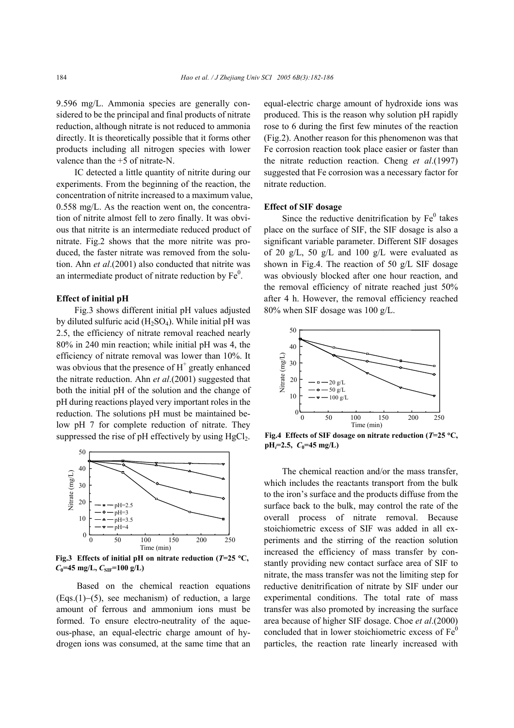9.596 mg/L. Ammonia species are generally considered to be the principal and final products of nitrate reduction, although nitrate is not reduced to ammonia directly. It is theoretically possible that it forms other products including all nitrogen species with lower valence than the +5 of nitrate-N.

IC detected a little quantity of nitrite during our experiments. From the beginning of the reaction, the concentration of nitrite increased to a maximum value, 0.558 mg/L. As the reaction went on, the concentration of nitrite almost fell to zero finally. It was obvious that nitrite is an intermediate reduced product of nitrate. Fig.2 shows that the more nitrite was produced, the faster nitrate was removed from the solution. Ahn *et al*.(2001) also conducted that nitrite was an intermediate product of nitrate reduction by $Fe^0$.

### Effect of initial pH

Fig.3 shows different initial pH values adjusted by diluted sulfuric acid ($H_2SO_4$). While initial pH was 2.5, the efficiency of nitrate removal reached nearly 80% in 240 min reaction; while initial pH was 4, the efficiency of nitrate removal was lower than 10%. It was obvious that the presence of $H^+$ greatly enhanced the nitrate reduction. Ahn *et al*.(2001) suggested that both the initial pH of the solution and the change of pH during reactions played very important roles in the reduction. The solutions pH must be maintained below pH 7 for complete reduction of nitrate. They suppressed the rise of pH effectively by using $HgCl_2$.

**Fig.3 Effects of initial pH on nitrate reduction ($T$=25 °C, $C_0$=45 mg/L, $C_{SIF}$=100 g/L)**

Based on the chemical reaction equations (Eqs.(1)−(5), see mechanism) of reduction, a large amount of ferrous and ammonium ions must be formed. To ensure electro-neutrality of the aqueous-phase, an equal-electric charge amount of hydrogen ions was consumed, at the same time that an equal-electric charge amount of hydroxide ions was produced. This is the reason why solution pH rapidly rose to 6 during the first few minutes of the reaction (Fig.2). Another reason for this phenomenon was that Fe corrosion reaction took place easier or faster than the nitrate reduction reaction. Cheng *et al*.(1997) suggested that Fe corrosion was a necessary factor for nitrate reduction.

### Effect of SIF dosage

Since the reductive denitrification by $Fe^0$ takes place on the surface of SIF, the SIF dosage is also a significant variable parameter. Different SIF dosages of 20 g/L, 50 g/L and 100 g/L were evaluated as shown in Fig.4. The reaction of 50 g/L SIF dosage was obviously blocked after one hour reaction, and the removal efficiency of nitrate reached just 50% after 4 h. However, the removal efficiency reached 80% when SIF dosage was 100 g/L.

**Fig.4 Effects of SIF dosage on nitrate reduction ($T$=25 °C, $pH_i$=2.5, $C_0$=45 mg/L)**

The chemical reaction and/or the mass transfer, which includes the reactants transport from the bulk to the iron's surface and the products diffuse from the surface back to the bulk, may control the rate of the overall process of nitrate removal. Because stoichiometric excess of SIF was added in all experiments and the stirring of the reaction solution increased the efficiency of mass transfer by constantly providing new contact surface area of SIF to nitrate, the mass transfer was not the limiting step for reductive denitrification of nitrate by SIF under our experimental conditions. The total rate of mass transfer was also promoted by increasing the surface area because of higher SIF dosage. Choe *et al*.(2000) concluded that in lower stoichiometric excess of $Fe^0$ particles, the reaction rate linearly increased with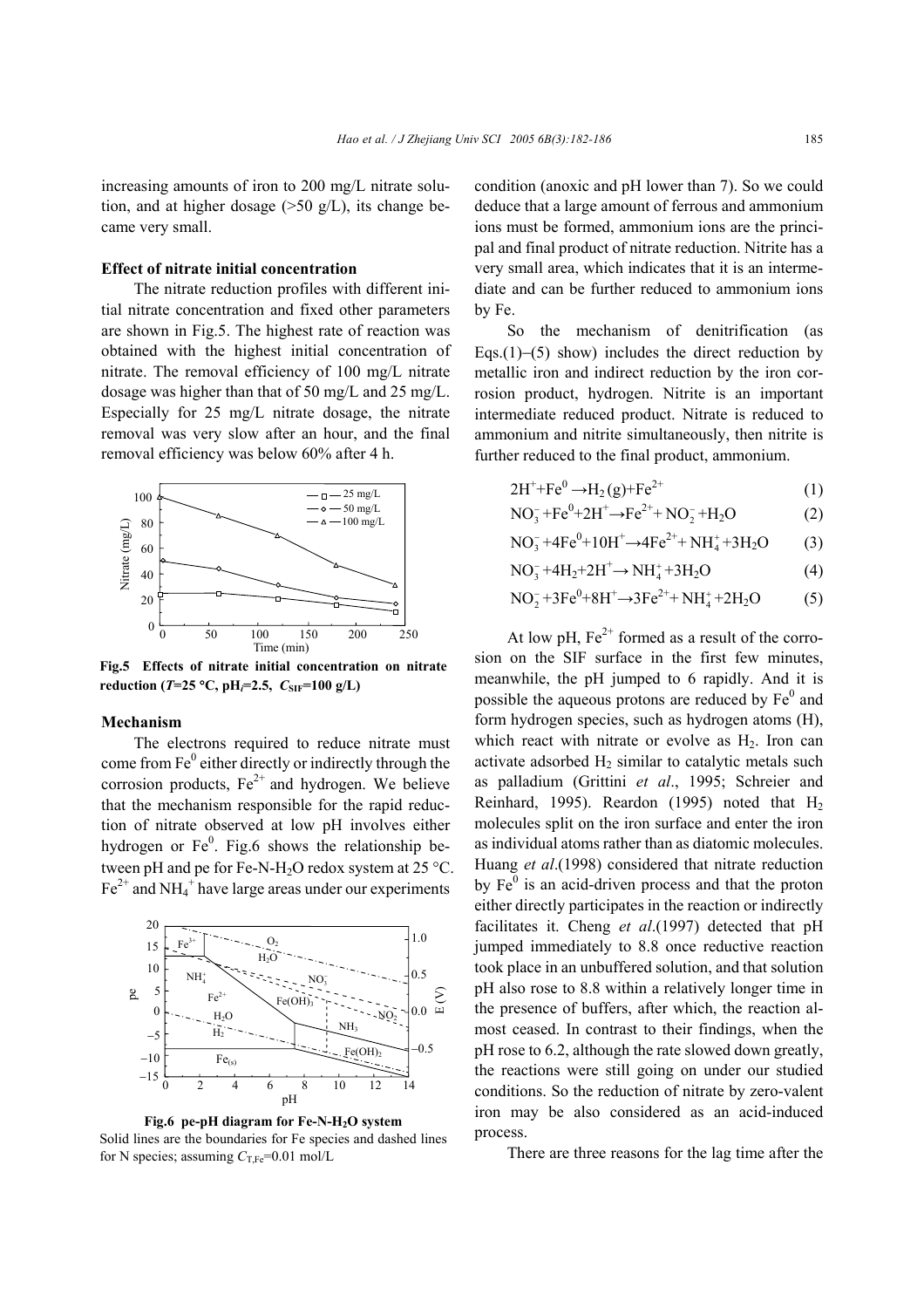increasing amounts of iron to 200 mg/L nitrate solution, and at higher dosage (>50 g/L), its change became very small.

### Effect of nitrate initial concentration

The nitrate reduction profiles with different initial nitrate concentration and fixed other parameters are shown in Fig.5. The highest rate of reaction was obtained with the highest initial concentration of nitrate. The removal efficiency of 100 mg/L nitrate dosage was higher than that of 50 mg/L and 25 mg/L. Especially for 25 mg/L nitrate dosage, the nitrate removal was very slow after an hour, and the final removal efficiency was below 60% after 4 h.

**Fig.5 Effects of nitrate initial concentration on nitrate reduction ($T$=25 °C, $pH_i$=2.5, $C_{SIF}$=100 g/L)**

### Mechanism

The electrons required to reduce nitrate must come from $Fe^0$ either directly or indirectly through the corrosion products, $Fe^{2+}$ and hydrogen. We believe that the mechanism responsible for the rapid reduction of nitrate observed at low pH involves either hydrogen or $Fe^0$. Fig.6 shows the relationship between pH and pe for Fe-N-$H_2O$ redox system at 25 °C. $Fe^{2+}$ and $NH_4^+$ have large areas under our experiments condition (anoxic and pH lower than 7). So we could deduce that a large amount of ferrous and ammonium ions must be formed, ammonium ions are the principal and final product of nitrate reduction. Nitrite has a very small area, which indicates that it is an intermediate and can be further reduced to ammonium ions by Fe.

**Fig.6 pe-pH diagram for Fe-N-$H_2O$ system**
Solid lines are the boundaries for Fe species and dashed lines for N species; assuming $C_{T,Fe}$=0.01 mol/L

So the mechanism of denitrification (as Eqs.(1)–(5) show) includes the direct reduction by metallic iron and indirect reduction by the iron corrosion product, hydrogen. Nitrite is an important intermediate reduced product. Nitrate is reduced to ammonium and nitrite simultaneously, then nitrite is further reduced to the final product, ammonium.

$$2H^+ + Fe^0 \rightarrow H_2(g) + Fe^{2+} \quad (1)$$

$$NO_3^- + Fe^0 + 2H^+ \rightarrow Fe^{2+} + NO_2^- + H_2O \quad (2)$$

$$NO_3^- + 4Fe^0 + 10H^+ \rightarrow 4Fe^{2+} + NH_4^+ + 3H_2O \quad (3)$$

$$NO_3^- + 4H_2 + 2H^+ \rightarrow NH_4^+ + 3H_2O \quad (4)$$

$$NO_2^- + 3Fe^0 + 8H^+ \rightarrow 3Fe^{2+} + NH_4^+ + 2H_2O \quad (5)$$

At low pH, $Fe^{2+}$ formed as a result of the corrosion on the SIF surface in the first few minutes, meanwhile, the pH jumped to 6 rapidly. And it is possible the aqueous protons are reduced by $Fe^0$ and form hydrogen species, such as hydrogen atoms (H), which react with nitrate or evolve as $H_2$. Iron can activate adsorbed $H_2$ similar to catalytic metals such as palladium (Grittini *et al*., 1995; Schreier and Reinhard, 1995). Reardon (1995) noted that $H_2$ molecules split on the iron surface and enter the iron as individual atoms rather than as diatomic molecules. Huang *et al*.(1998) considered that nitrate reduction by $Fe^0$ is an acid-driven process and that the proton either directly participates in the reaction or indirectly facilitates it. Cheng *et al*.(1997) detected that pH jumped immediately to 8.8 once reductive reaction took place in an unbuffered solution, and that solution pH also rose to 8.8 within a relatively longer time in the presence of buffers, after which, the reaction almost ceased. In contrast to their findings, when the pH rose to 6.2, although the rate slowed down greatly, the reactions were still going on under our studied conditions. So the reduction of nitrate by zero-valent iron may be also considered as an acid-induced process.

There are three reasons for the lag time after the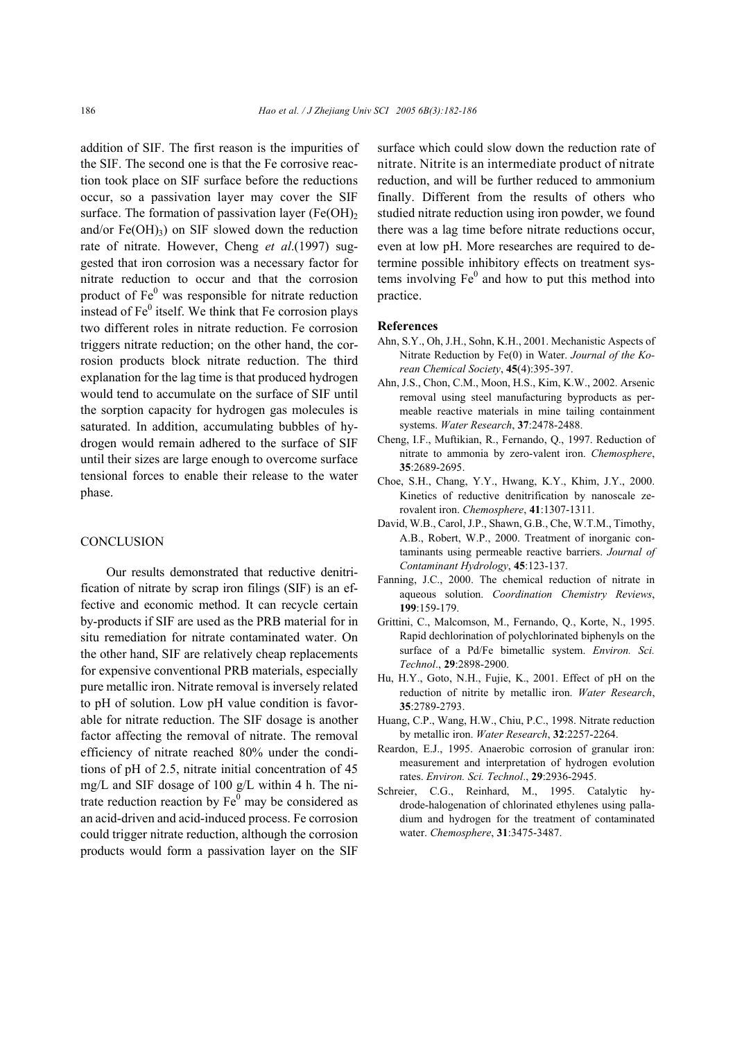addition of SIF. The first reason is the impurities of the SIF. The second one is that the Fe corrosive reaction took place on SIF surface before the reductions occur, so a passivation layer may cover the SIF surface. The formation of passivation layer ($Fe(OH)_2$ and/or $Fe(OH)_3$) on SIF slowed down the reduction rate of nitrate. However, Cheng *et al*.(1997) suggested that iron corrosion was a necessary factor for nitrate reduction to occur and that the corrosion product of $Fe^0$ was responsible for nitrate reduction instead of $Fe^0$ itself. We think that Fe corrosion plays two different roles in nitrate reduction. Fe corrosion triggers nitrate reduction; on the other hand, the corrosion products block nitrate reduction. The third explanation for the lag time is that produced hydrogen would tend to accumulate on the surface of SIF until the sorption capacity for hydrogen gas molecules is saturated. In addition, accumulating bubbles of hydrogen would remain adhered to the surface of SIF until their sizes are large enough to overcome surface tensional forces to enable their release to the water phase.

## CONCLUSION

Our results demonstrated that reductive denitrification of nitrate by scrap iron filings (SIF) is an effective and economic method. It can recycle certain by-products if SIF are used as the PRB material for in situ remediation for nitrate contaminated water. On the other hand, SIF are relatively cheap replacements for expensive conventional PRB materials, especially pure metallic iron. Nitrate removal is inversely related to pH of solution. Low pH value condition is favorable for nitrate reduction. The SIF dosage is another factor affecting the removal of nitrate. The removal efficiency of nitrate reached 80% under the conditions of pH of 2.5, nitrate initial concentration of 45 mg/L and SIF dosage of 100 g/L within 4 h. The nitrate reduction reaction by $Fe^0$ may be considered as an acid-driven and acid-induced process. Fe corrosion could trigger nitrate reduction, although the corrosion products would form a passivation layer on the SIF surface which could slow down the reduction rate of nitrate. Nitrite is an intermediate product of nitrate reduction, and will be further reduced to ammonium finally. Different from the results of others who studied nitrate reduction using iron powder, we found there was a lag time before nitrate reductions occur, even at low pH. More researches are required to determine possible inhibitory effects on treatment systems involving $Fe^0$ and how to put this method into practice.

## References

Ahn, S.Y., Oh, J.H., Sohn, K.H., 2001. Mechanistic Aspects of Nitrate Reduction by Fe(0) in Water. *Journal of the Korean Chemical Society*, **45**(4):395-397.

Ahn, J.S., Chon, C.M., Moon, H.S., Kim, K.W., 2002. Arsenic removal using steel manufacturing byproducts as permeable reactive materials in mine tailing containment systems. *Water Research*, **37**:2478-2488.

Cheng, I.F., Muftikian, R., Fernando, Q., 1997. Reduction of nitrate to ammonia by zero-valent iron. *Chemosphere*, **35**:2689-2695.

Choe, S.H., Chang, Y.Y., Hwang, K.Y., Khim, J.Y., 2000. Kinetics of reductive denitrification by nanoscale zerovalent iron. *Chemosphere*, **41**:1307-1311.

David, W.B., Carol, J.P., Shawn, G.B., Che, W.T.M., Timothy, A.B., Robert, W.P., 2000. Treatment of inorganic contaminants using permeable reactive barriers. *Journal of Contaminant Hydrology*, **45**:123-137.

Fanning, J.C., 2000. The chemical reduction of nitrate in aqueous solution. *Coordination Chemistry Reviews*, **199**:159-179.

Grittini, C., Malcomson, M., Fernando, Q., Korte, N., 1995. Rapid dechlorination of polychlorinated biphenyls on the surface of a Pd/Fe bimetallic system. *Environ. Sci. Technol*., **29**:2898-2900.

Hu, H.Y., Goto, N.H., Fujie, K., 2001. Effect of pH on the reduction of nitrite by metallic iron. *Water Research*, **35**:2789-2793.

Huang, C.P., Wang, H.W., Chiu, P.C., 1998. Nitrate reduction by metallic iron. *Water Research*, **32**:2257-2264.

Reardon, E.J., 1995. Anaerobic corrosion of granular iron: measurement and interpretation of hydrogen evolution rates. *Environ. Sci. Technol*., **29**:2936-2945.

Schreier, C.G., Reinhard, M., 1995. Catalytic hydrode-halogenation of chlorinated ethylenes using palladium and hydrogen for the treatment of contaminated water. *Chemosphere*, **31**:3475-3487.